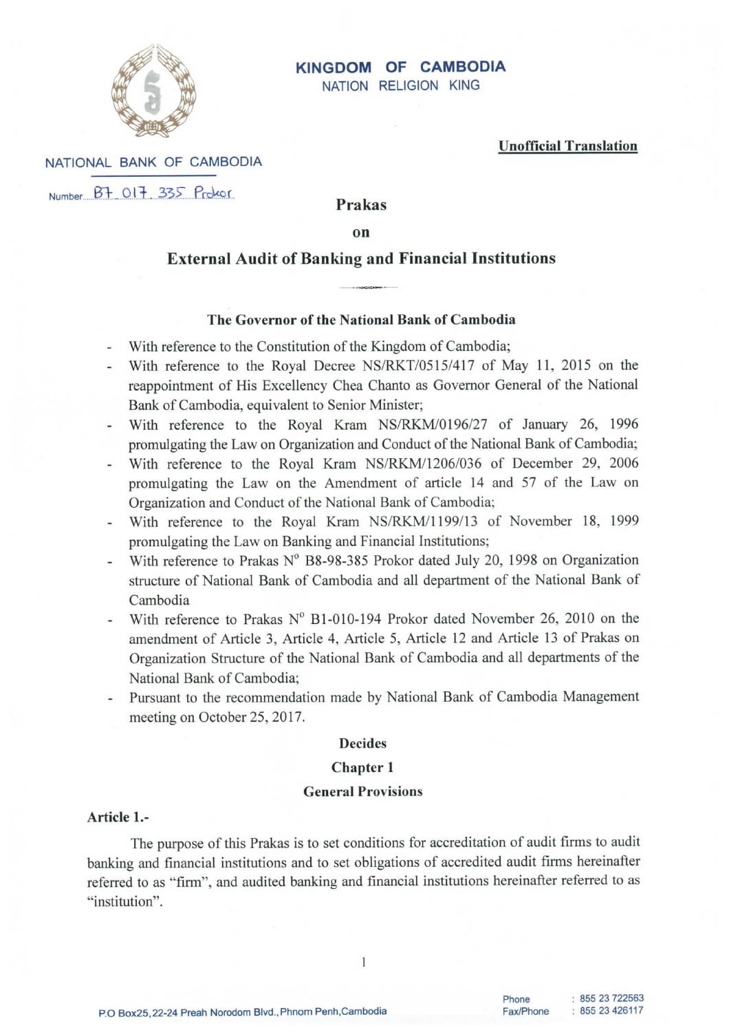**KINGDOM OF CAMBODIA**
NATION RELIGION KING

**Unofficial Translation**

NATIONAL BANK OF CAMBODIA

Number B7 017 335 Prokor

# Prakas

## on

## External Audit of Banking and Financial Institutions

### The Governor of the National Bank of Cambodia

- With reference to the Constitution of the Kingdom of Cambodia;
- With reference to the Royal Decree NS/RKT/0515/417 of May 11, 2015 on the reappointment of His Excellency Chea Chanto as Governor General of the National Bank of Cambodia, equivalent to Senior Minister;
- With reference to the Royal Kram NS/RKM/0196/27 of January 26, 1996 promulgating the Law on Organization and Conduct of the National Bank of Cambodia;
- With reference to the Royal Kram NS/RKM/1206/036 of December 29, 2006 promulgating the Law on the Amendment of article 14 and 57 of the Law on Organization and Conduct of the National Bank of Cambodia;
- With reference to the Royal Kram NS/RKM/1199/13 of November 18, 1999 promulgating the Law on Banking and Financial Institutions;
- With reference to Prakas N° B8-98-385 Prokor dated July 20, 1998 on Organization structure of National Bank of Cambodia and all department of the National Bank of Cambodia
- With reference to Prakas N° B1-010-194 Prokor dated November 26, 2010 on the amendment of Article 3, Article 4, Article 5, Article 12 and Article 13 of Prakas on Organization Structure of the National Bank of Cambodia and all departments of the National Bank of Cambodia;
- Pursuant to the recommendation made by National Bank of Cambodia Management meeting on October 25, 2017.

### Decides

### Chapter 1

### General Provisions

**Article 1.-**

The purpose of this Prakas is to set conditions for accreditation of audit firms to audit banking and financial institutions and to set obligations of accredited audit firms hereinafter referred to as "firm", and audited banking and financial institutions hereinafter referred to as "institution".

P.O Box25, 22-24 Preah Norodom Blvd., Phnom Penh, Cambodia

Phone : 855 23 722563
Fax/Phone : 855 23 426117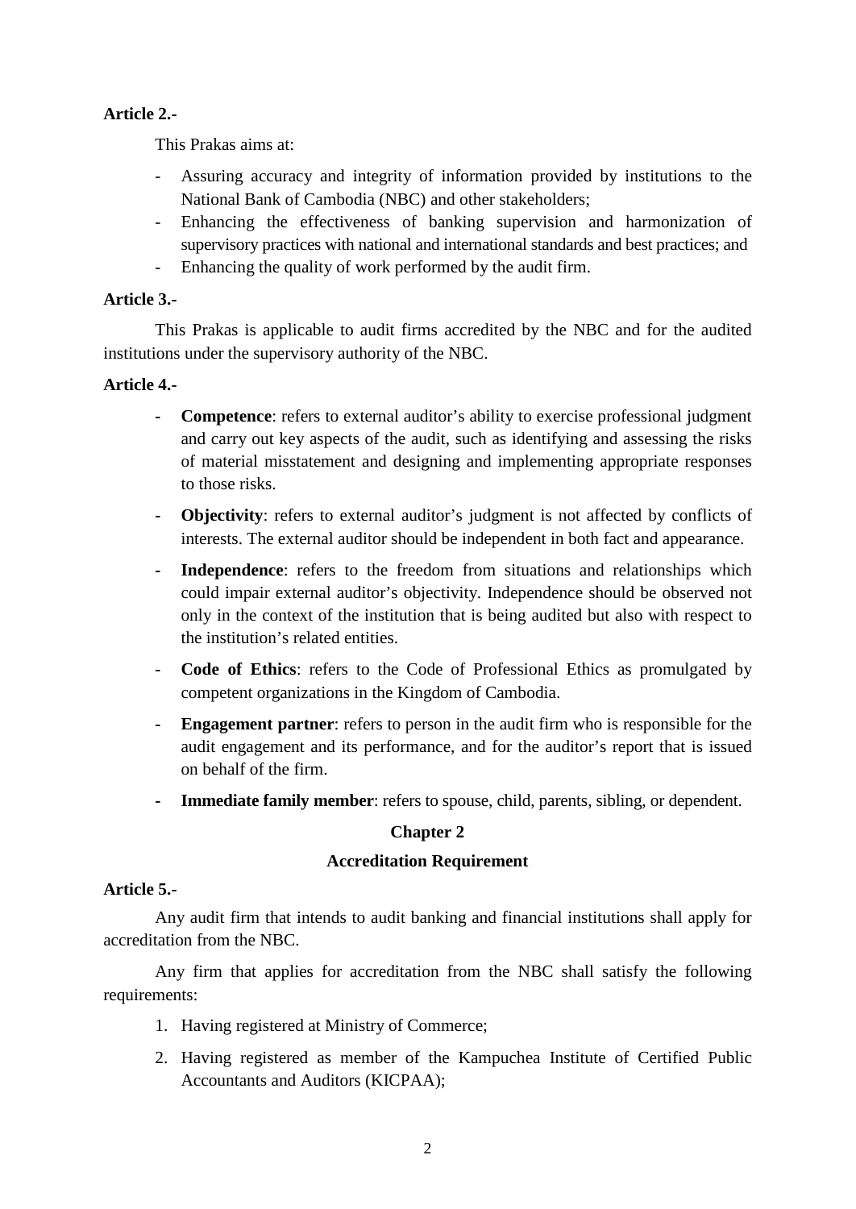**Article 2.-**

This Prakas aims at:

- Assuring accuracy and integrity of information provided by institutions to the National Bank of Cambodia (NBC) and other stakeholders;
- Enhancing the effectiveness of banking supervision and harmonization of supervisory practices with national and international standards and best practices; and
- Enhancing the quality of work performed by the audit firm.

**Article 3.-**

This Prakas is applicable to audit firms accredited by the NBC and for the audited institutions under the supervisory authority of the NBC.

**Article 4.-**

- **Competence**: refers to external auditor's ability to exercise professional judgment and carry out key aspects of the audit, such as identifying and assessing the risks of material misstatement and designing and implementing appropriate responses to those risks.
- **Objectivity**: refers to external auditor's judgment is not affected by conflicts of interests. The external auditor should be independent in both fact and appearance.
- **Independence**: refers to the freedom from situations and relationships which could impair external auditor's objectivity. Independence should be observed not only in the context of the institution that is being audited but also with respect to the institution's related entities.
- **Code of Ethics**: refers to the Code of Professional Ethics as promulgated by competent organizations in the Kingdom of Cambodia.
- **Engagement partner**: refers to person in the audit firm who is responsible for the audit engagement and its performance, and for the auditor's report that is issued on behalf of the firm.
- **Immediate family member**: refers to spouse, child, parents, sibling, or dependent.

## Chapter 2

## Accreditation Requirement

**Article 5.-**

Any audit firm that intends to audit banking and financial institutions shall apply for accreditation from the NBC.

Any firm that applies for accreditation from the NBC shall satisfy the following requirements:

1. Having registered at Ministry of Commerce;
2. Having registered as member of the Kampuchea Institute of Certified Public Accountants and Auditors (KICPAA);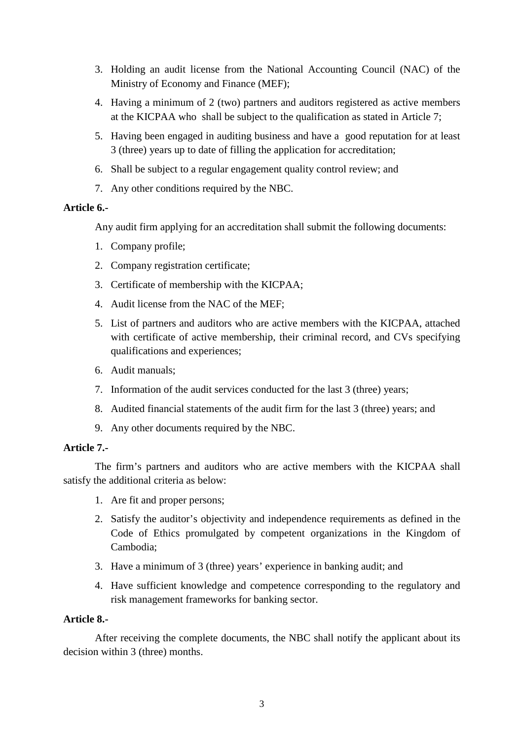3. Holding an audit license from the National Accounting Council (NAC) of the Ministry of Economy and Finance (MEF);
4. Having a minimum of 2 (two) partners and auditors registered as active members at the KICPAA who shall be subject to the qualification as stated in Article 7;
5. Having been engaged in auditing business and have a good reputation for at least 3 (three) years up to date of filling the application for accreditation;
6. Shall be subject to a regular engagement quality control review; and
7. Any other conditions required by the NBC.

**Article 6.-**

Any audit firm applying for an accreditation shall submit the following documents:

1. Company profile;
2. Company registration certificate;
3. Certificate of membership with the KICPAA;
4. Audit license from the NAC of the MEF;
5. List of partners and auditors who are active members with the KICPAA, attached with certificate of active membership, their criminal record, and CVs specifying qualifications and experiences;
6. Audit manuals;
7. Information of the audit services conducted for the last 3 (three) years;
8. Audited financial statements of the audit firm for the last 3 (three) years; and
9. Any other documents required by the NBC.

**Article 7.-**

The firm's partners and auditors who are active members with the KICPAA shall satisfy the additional criteria as below:

1. Are fit and proper persons;
2. Satisfy the auditor's objectivity and independence requirements as defined in the Code of Ethics promulgated by competent organizations in the Kingdom of Cambodia;
3. Have a minimum of 3 (three) years' experience in banking audit; and
4. Have sufficient knowledge and competence corresponding to the regulatory and risk management frameworks for banking sector.

**Article 8.-**

After receiving the complete documents, the NBC shall notify the applicant about its decision within 3 (three) months.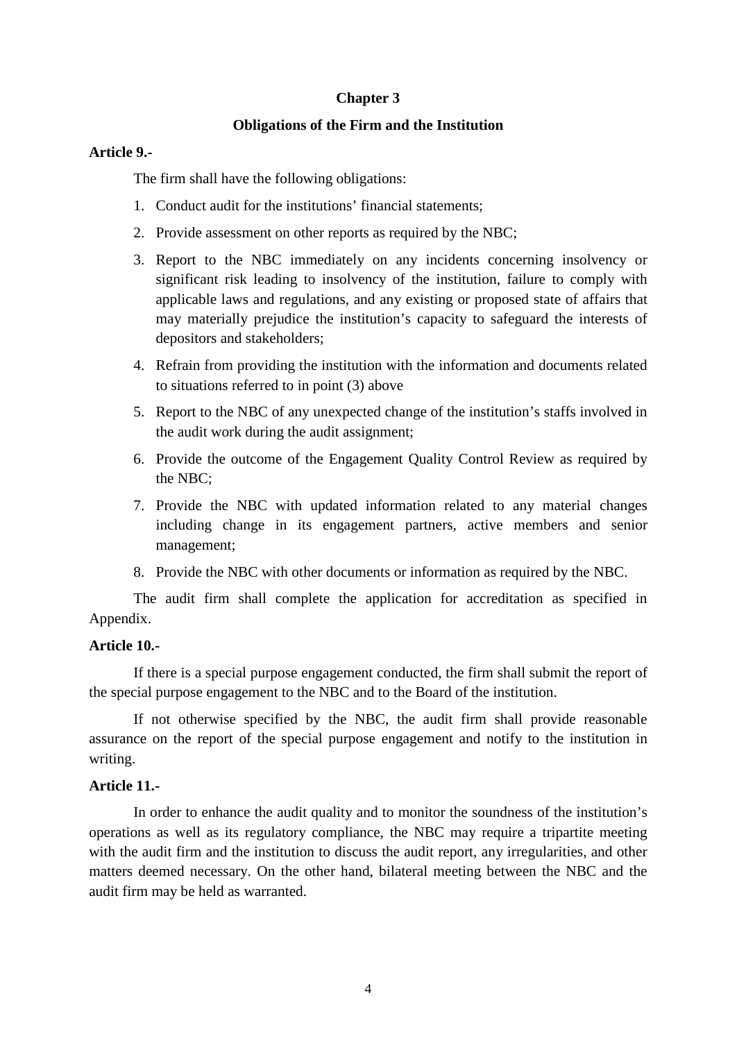## Chapter 3

### Obligations of the Firm and the Institution

**Article 9.-**

The firm shall have the following obligations:

1. Conduct audit for the institutions' financial statements;
2. Provide assessment on other reports as required by the NBC;
3. Report to the NBC immediately on any incidents concerning insolvency or significant risk leading to insolvency of the institution, failure to comply with applicable laws and regulations, and any existing or proposed state of affairs that may materially prejudice the institution's capacity to safeguard the interests of depositors and stakeholders;
4. Refrain from providing the institution with the information and documents related to situations referred to in point (3) above
5. Report to the NBC of any unexpected change of the institution's staffs involved in the audit work during the audit assignment;
6. Provide the outcome of the Engagement Quality Control Review as required by the NBC;
7. Provide the NBC with updated information related to any material changes including change in its engagement partners, active members and senior management;
8. Provide the NBC with other documents or information as required by the NBC.

The audit firm shall complete the application for accreditation as specified in Appendix.

**Article 10.-**

If there is a special purpose engagement conducted, the firm shall submit the report of the special purpose engagement to the NBC and to the Board of the institution.

If not otherwise specified by the NBC, the audit firm shall provide reasonable assurance on the report of the special purpose engagement and notify to the institution in writing.

**Article 11.-**

In order to enhance the audit quality and to monitor the soundness of the institution's operations as well as its regulatory compliance, the NBC may require a tripartite meeting with the audit firm and the institution to discuss the audit report, any irregularities, and other matters deemed necessary. On the other hand, bilateral meeting between the NBC and the audit firm may be held as warranted.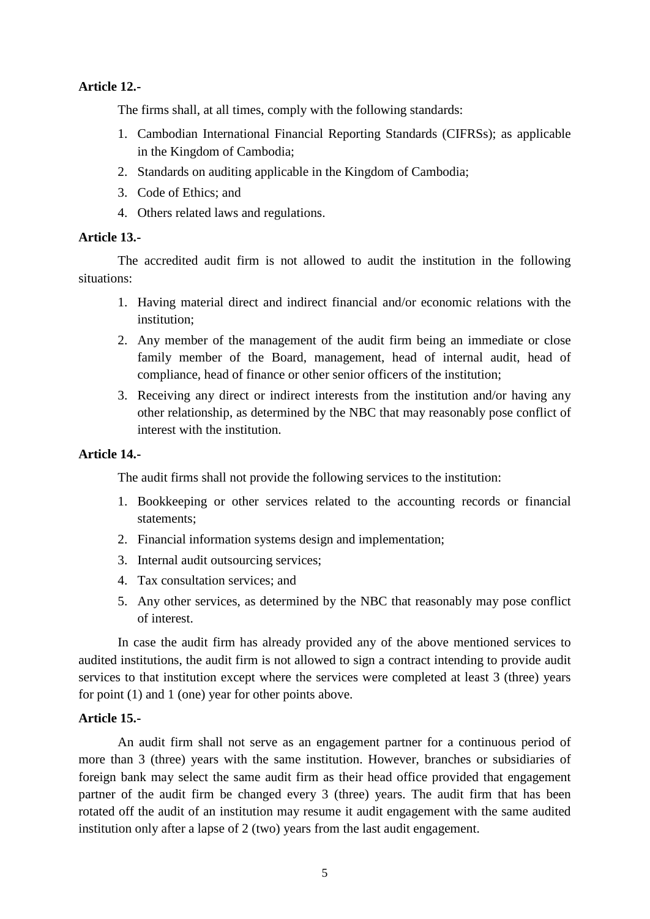**Article 12.-**

The firms shall, at all times, comply with the following standards:

1. Cambodian International Financial Reporting Standards (CIFRSs); as applicable in the Kingdom of Cambodia;
2. Standards on auditing applicable in the Kingdom of Cambodia;
3. Code of Ethics; and
4. Others related laws and regulations.

**Article 13.-**

The accredited audit firm is not allowed to audit the institution in the following situations:

1. Having material direct and indirect financial and/or economic relations with the institution;
2. Any member of the management of the audit firm being an immediate or close family member of the Board, management, head of internal audit, head of compliance, head of finance or other senior officers of the institution;
3. Receiving any direct or indirect interests from the institution and/or having any other relationship, as determined by the NBC that may reasonably pose conflict of interest with the institution.

**Article 14.-**

The audit firms shall not provide the following services to the institution:

1. Bookkeeping or other services related to the accounting records or financial statements;
2. Financial information systems design and implementation;
3. Internal audit outsourcing services;
4. Tax consultation services; and
5. Any other services, as determined by the NBC that reasonably may pose conflict of interest.

In case the audit firm has already provided any of the above mentioned services to audited institutions, the audit firm is not allowed to sign a contract intending to provide audit services to that institution except where the services were completed at least 3 (three) years for point (1) and 1 (one) year for other points above.

**Article 15.-**

An audit firm shall not serve as an engagement partner for a continuous period of more than 3 (three) years with the same institution. However, branches or subsidiaries of foreign bank may select the same audit firm as their head office provided that engagement partner of the audit firm be changed every 3 (three) years. The audit firm that has been rotated off the audit of an institution may resume it audit engagement with the same audited institution only after a lapse of 2 (two) years from the last audit engagement.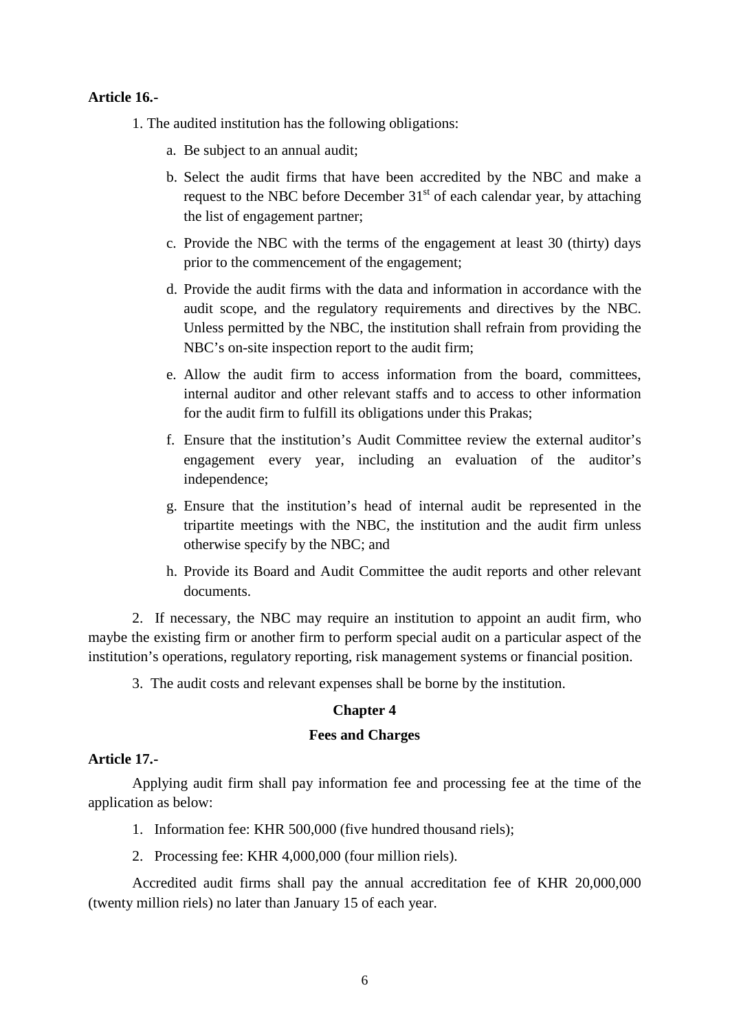**Article 16.-**

1. The audited institution has the following obligations:

   a. Be subject to an annual audit;

   b. Select the audit firms that have been accredited by the NBC and make a request to the NBC before December 31st of each calendar year, by attaching the list of engagement partner;

   c. Provide the NBC with the terms of the engagement at least 30 (thirty) days prior to the commencement of the engagement;

   d. Provide the audit firms with the data and information in accordance with the audit scope, and the regulatory requirements and directives by the NBC. Unless permitted by the NBC, the institution shall refrain from providing the NBC's on-site inspection report to the audit firm;

   e. Allow the audit firm to access information from the board, committees, internal auditor and other relevant staffs and to access to other information for the audit firm to fulfill its obligations under this Prakas;

   f. Ensure that the institution's Audit Committee review the external auditor's engagement every year, including an evaluation of the auditor's independence;

   g. Ensure that the institution's head of internal audit be represented in the tripartite meetings with the NBC, the institution and the audit firm unless otherwise specify by the NBC; and

   h. Provide its Board and Audit Committee the audit reports and other relevant documents.

2. If necessary, the NBC may require an institution to appoint an audit firm, who maybe the existing firm or another firm to perform special audit on a particular aspect of the institution's operations, regulatory reporting, risk management systems or financial position.

3. The audit costs and relevant expenses shall be borne by the institution.

## Chapter 4

## Fees and Charges

**Article 17.-**

Applying audit firm shall pay information fee and processing fee at the time of the application as below:

1. Information fee: KHR 500,000 (five hundred thousand riels);
2. Processing fee: KHR 4,000,000 (four million riels).

Accredited audit firms shall pay the annual accreditation fee of KHR 20,000,000 (twenty million riels) no later than January 15 of each year.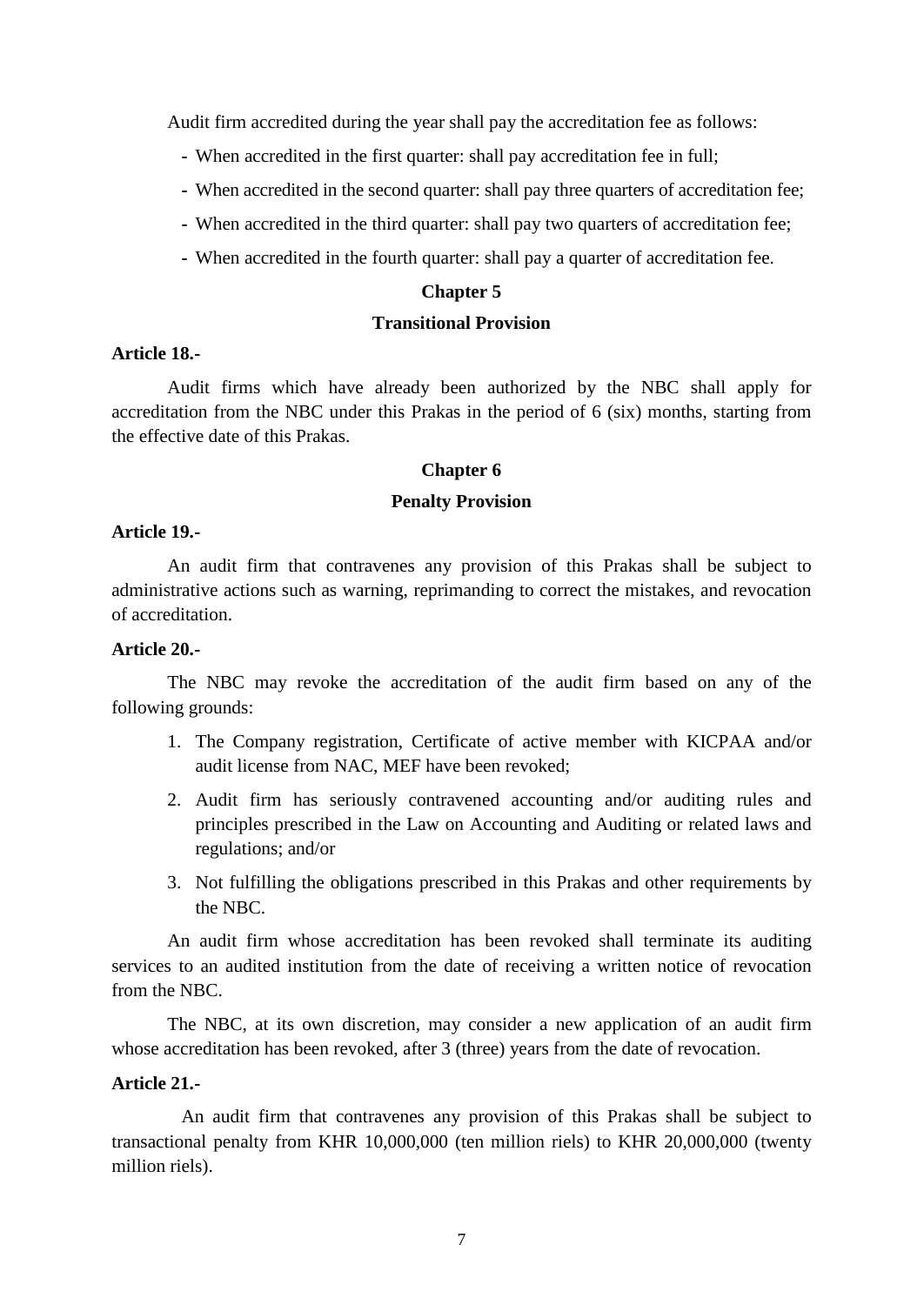Audit firm accredited during the year shall pay the accreditation fee as follows:

- When accredited in the first quarter: shall pay accreditation fee in full;
- When accredited in the second quarter: shall pay three quarters of accreditation fee;
- When accredited in the third quarter: shall pay two quarters of accreditation fee;
- When accredited in the fourth quarter: shall pay a quarter of accreditation fee.

## Chapter 5

## Transitional Provision

**Article 18.-**

Audit firms which have already been authorized by the NBC shall apply for accreditation from the NBC under this Prakas in the period of 6 (six) months, starting from the effective date of this Prakas.

## Chapter 6

## Penalty Provision

**Article 19.-**

An audit firm that contravenes any provision of this Prakas shall be subject to administrative actions such as warning, reprimanding to correct the mistakes, and revocation of accreditation.

**Article 20.-**

The NBC may revoke the accreditation of the audit firm based on any of the following grounds:

1. The Company registration, Certificate of active member with KICPAA and/or audit license from NAC, MEF have been revoked;
2. Audit firm has seriously contravened accounting and/or auditing rules and principles prescribed in the Law on Accounting and Auditing or related laws and regulations; and/or
3. Not fulfilling the obligations prescribed in this Prakas and other requirements by the NBC.

An audit firm whose accreditation has been revoked shall terminate its auditing services to an audited institution from the date of receiving a written notice of revocation from the NBC.

The NBC, at its own discretion, may consider a new application of an audit firm whose accreditation has been revoked, after 3 (three) years from the date of revocation.

**Article 21.-**

An audit firm that contravenes any provision of this Prakas shall be subject to transactional penalty from KHR 10,000,000 (ten million riels) to KHR 20,000,000 (twenty million riels).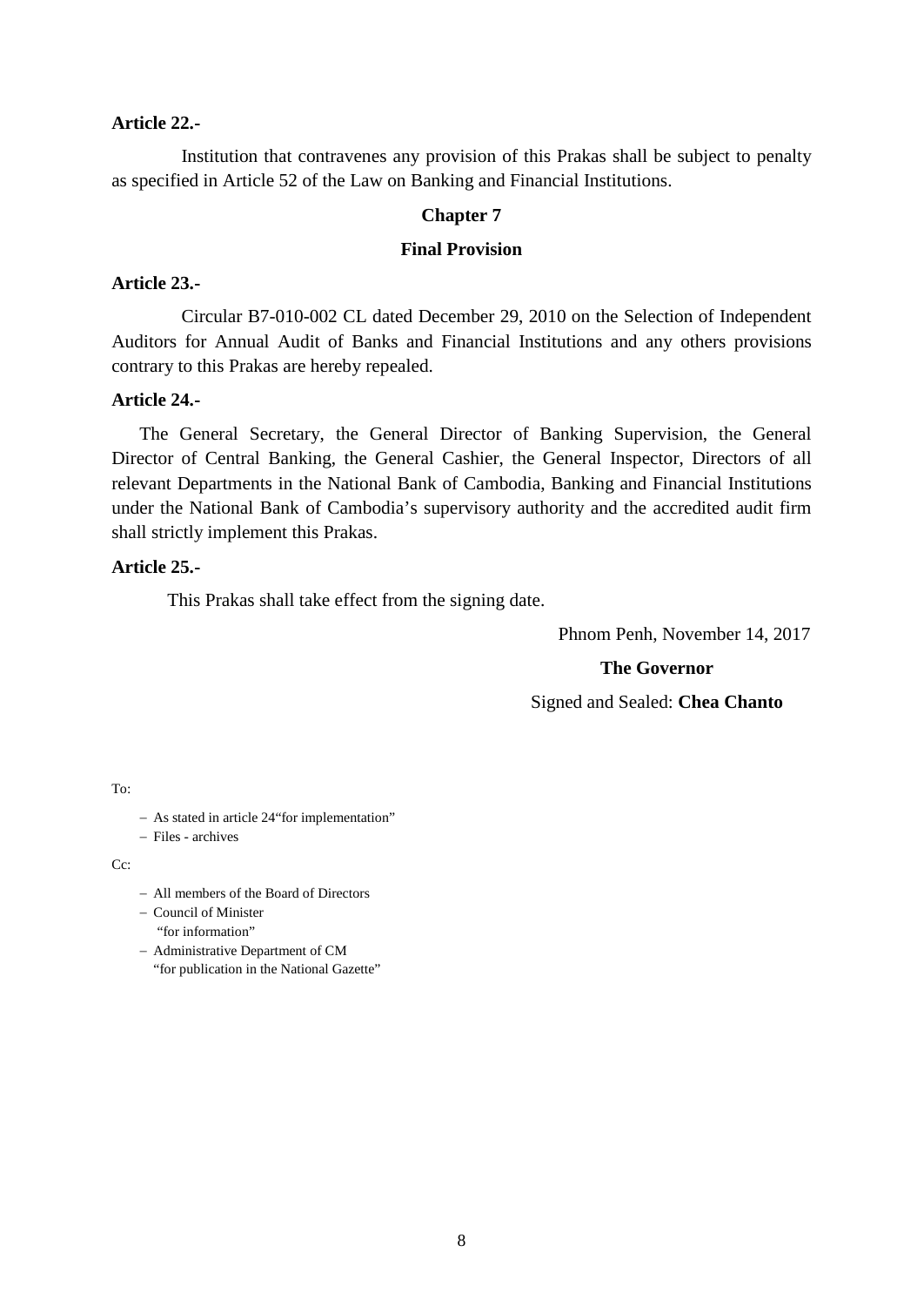**Article 22.-**

Institution that contravenes any provision of this Prakas shall be subject to penalty as specified in Article 52 of the Law on Banking and Financial Institutions.

## Chapter 7

## Final Provision

**Article 23.-**

Circular B7-010-002 CL dated December 29, 2010 on the Selection of Independent Auditors for Annual Audit of Banks and Financial Institutions and any others provisions contrary to this Prakas are hereby repealed.

**Article 24.-**

The General Secretary, the General Director of Banking Supervision, the General Director of Central Banking, the General Cashier, the General Inspector, Directors of all relevant Departments in the National Bank of Cambodia, Banking and Financial Institutions under the National Bank of Cambodia's supervisory authority and the accredited audit firm shall strictly implement this Prakas.

**Article 25.-**

This Prakas shall take effect from the signing date.

Phnom Penh, November 14, 2017

**The Governor**

Signed and Sealed: **Chea Chanto**

To:

- As stated in article 24"for implementation"
- Files - archives

Cc:

- All members of the Board of Directors
- Council of Minister
  "for information"
- Administrative Department of CM
  "for publication in the National Gazette"